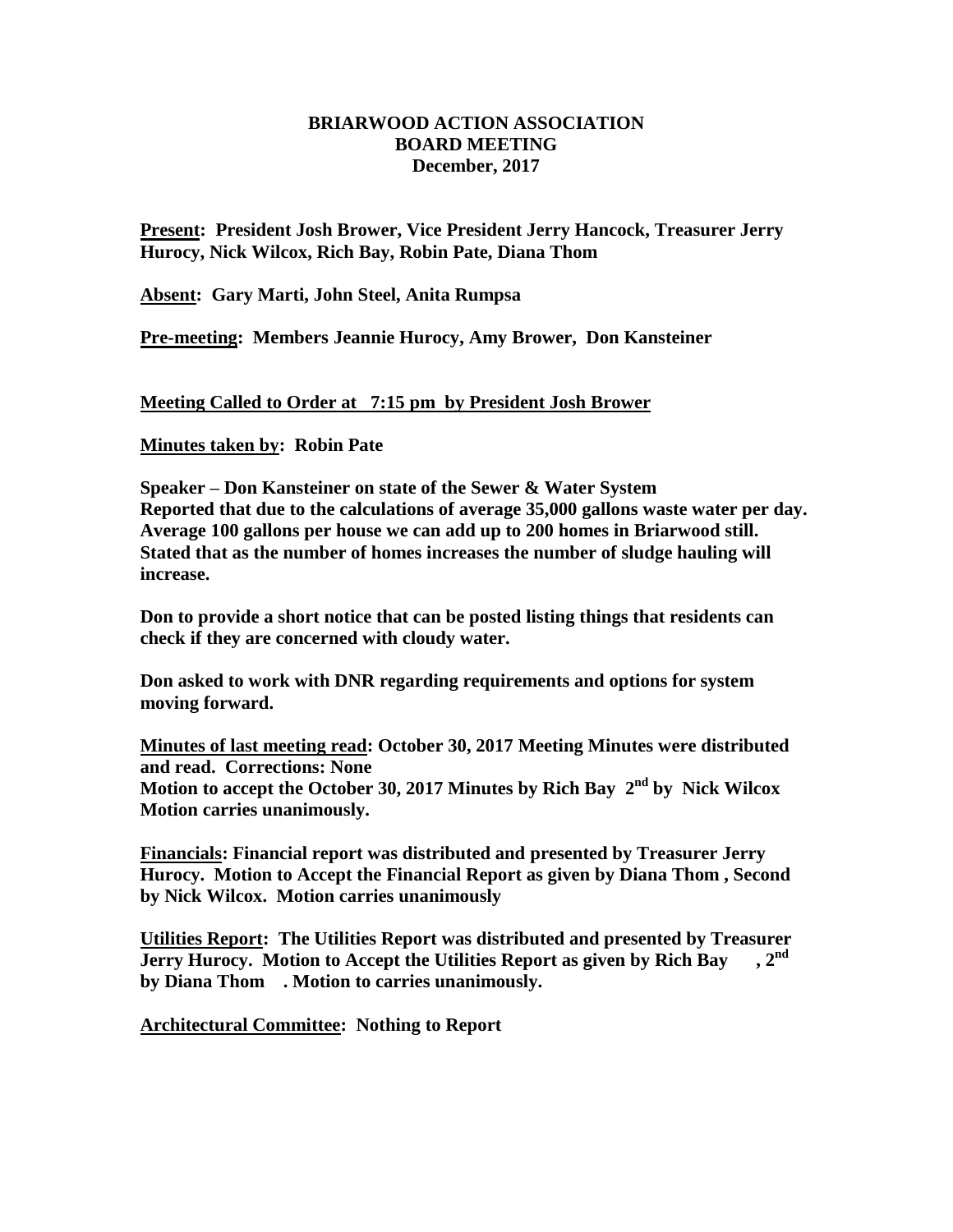# BRIARWOOD ACTION ASSOCIATION
## BOARD MEETING
### December, 2017

**Present: President Josh Brower, Vice President Jerry Hancock, Treasurer Jerry Hurocy, Nick Wilcox, Rich Bay, Robin Pate, Diana Thom**

**Absent: Gary Marti, John Steel, Anita Rumpsa**

**Pre-meeting: Members Jeannie Hurocy, Amy Brower, Don Kansteiner**

**Meeting Called to Order at 7:15 pm by President Josh Brower**

**Minutes taken by: Robin Pate**

**Speaker – Don Kansteiner on state of the Sewer & Water System**
**Reported that due to the calculations of average 35,000 gallons waste water per day. Average 100 gallons per house we can add up to 200 homes in Briarwood still. Stated that as the number of homes increases the number of sludge hauling will increase.**

**Don to provide a short notice that can be posted listing things that residents can check if they are concerned with cloudy water.**

**Don asked to work with DNR regarding requirements and options for system moving forward.**

**Minutes of last meeting read: October 30, 2017 Meeting Minutes were distributed and read. Corrections: None**
**Motion to accept the October 30, 2017 Minutes by Rich Bay 2nd by Nick Wilcox**
**Motion carries unanimously.**

**Financials: Financial report was distributed and presented by Treasurer Jerry Hurocy. Motion to Accept the Financial Report as given by Diana Thom , Second by Nick Wilcox. Motion carries unanimously**

**Utilities Report: The Utilities Report was distributed and presented by Treasurer Jerry Hurocy. Motion to Accept the Utilities Report as given by Rich Bay , 2nd by Diana Thom . Motion to carries unanimously.**

**Architectural Committee: Nothing to Report**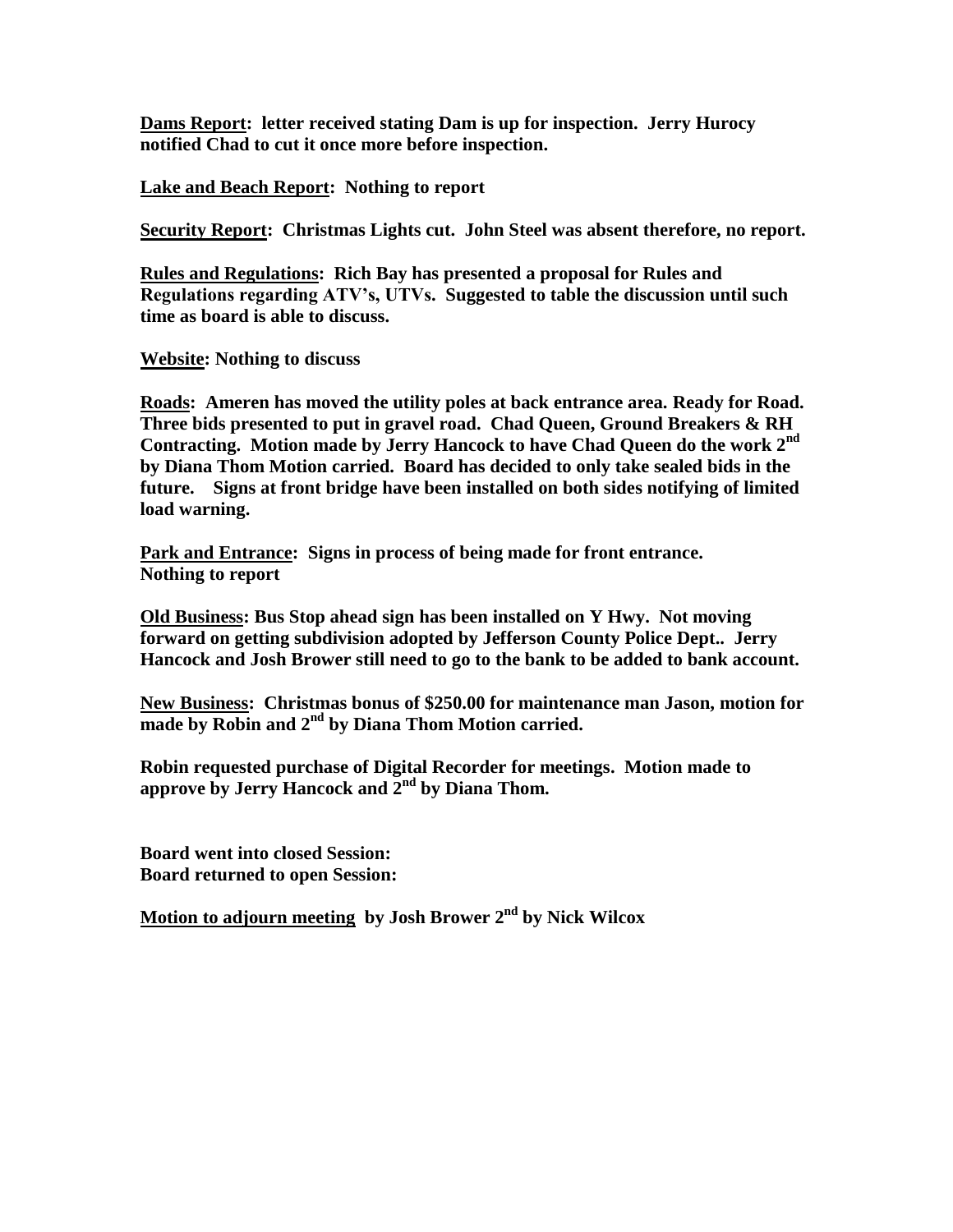**Dams Report: letter received stating Dam is up for inspection. Jerry Hurocy notified Chad to cut it once more before inspection.**

**Lake and Beach Report: Nothing to report**

**Security Report: Christmas Lights cut. John Steel was absent therefore, no report.**

**Rules and Regulations: Rich Bay has presented a proposal for Rules and Regulations regarding ATV's, UTVs. Suggested to table the discussion until such time as board is able to discuss.**

**Website: Nothing to discuss**

**Roads: Ameren has moved the utility poles at back entrance area. Ready for Road. Three bids presented to put in gravel road. Chad Queen, Ground Breakers & RH Contracting. Motion made by Jerry Hancock to have Chad Queen do the work 2nd by Diana Thom Motion carried. Board has decided to only take sealed bids in the future. Signs at front bridge have been installed on both sides notifying of limited load warning.**

**Park and Entrance: Signs in process of being made for front entrance. Nothing to report**

**Old Business: Bus Stop ahead sign has been installed on Y Hwy. Not moving forward on getting subdivision adopted by Jefferson County Police Dept.. Jerry Hancock and Josh Brower still need to go to the bank to be added to bank account.**

**New Business: Christmas bonus of $250.00 for maintenance man Jason, motion for made by Robin and 2nd by Diana Thom Motion carried.**

**Robin requested purchase of Digital Recorder for meetings. Motion made to approve by Jerry Hancock and 2nd by Diana Thom.**

**Board went into closed Session:**
**Board returned to open Session:**

**Motion to adjourn meeting by Josh Brower 2nd by Nick Wilcox**